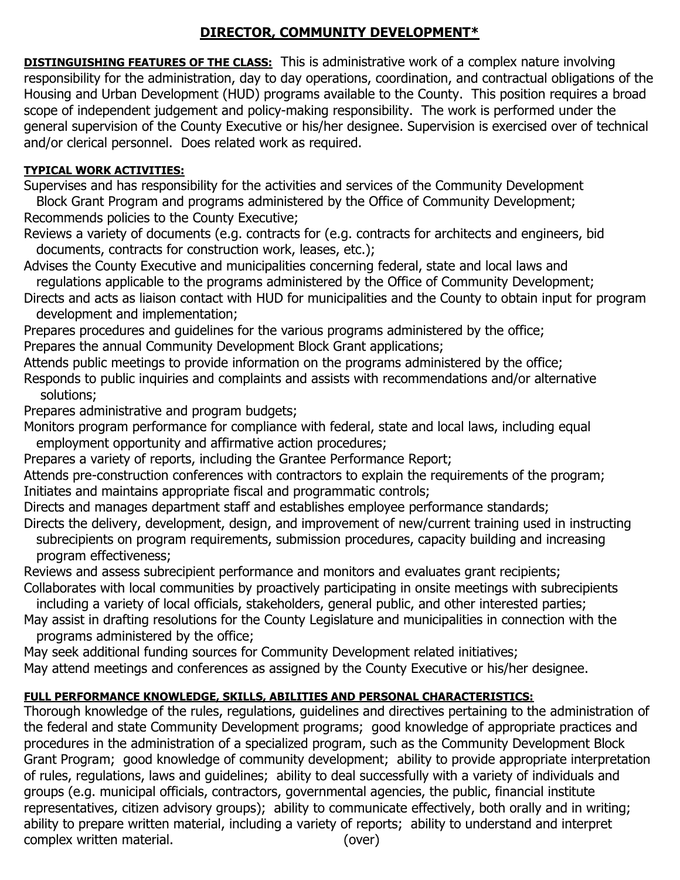# DIRECTOR, COMMUNITY DEVELOPMENT*

**DISTINGUISHING FEATURES OF THE CLASS:** This is administrative work of a complex nature involving responsibility for the administration, day to day operations, coordination, and contractual obligations of the Housing and Urban Development (HUD) programs available to the County. This position requires a broad scope of independent judgement and policy-making responsibility. The work is performed under the general supervision of the County Executive or his/her designee. Supervision is exercised over of technical and/or clerical personnel. Does related work as required.

**TYPICAL WORK ACTIVITIES:**

Supervises and has responsibility for the activities and services of the Community Development Block Grant Program and programs administered by the Office of Community Development;
Recommends policies to the County Executive;
Reviews a variety of documents (e.g. contracts for (e.g. contracts for architects and engineers, bid documents, contracts for construction work, leases, etc.);
Advises the County Executive and municipalities concerning federal, state and local laws and regulations applicable to the programs administered by the Office of Community Development;
Directs and acts as liaison contact with HUD for municipalities and the County to obtain input for program development and implementation;
Prepares procedures and guidelines for the various programs administered by the office;
Prepares the annual Community Development Block Grant applications;
Attends public meetings to provide information on the programs administered by the office;
Responds to public inquiries and complaints and assists with recommendations and/or alternative solutions;
Prepares administrative and program budgets;
Monitors program performance for compliance with federal, state and local laws, including equal employment opportunity and affirmative action procedures;
Prepares a variety of reports, including the Grantee Performance Report;
Attends pre-construction conferences with contractors to explain the requirements of the program;
Initiates and maintains appropriate fiscal and programmatic controls;
Directs and manages department staff and establishes employee performance standards;
Directs the delivery, development, design, and improvement of new/current training used in instructing subrecipients on program requirements, submission procedures, capacity building and increasing program effectiveness;
Reviews and assess subrecipient performance and monitors and evaluates grant recipients;
Collaborates with local communities by proactively participating in onsite meetings with subrecipients including a variety of local officials, stakeholders, general public, and other interested parties;
May assist in drafting resolutions for the County Legislature and municipalities in connection with the programs administered by the office;
May seek additional funding sources for Community Development related initiatives;
May attend meetings and conferences as assigned by the County Executive or his/her designee.

**FULL PERFORMANCE KNOWLEDGE, SKILLS, ABILITIES AND PERSONAL CHARACTERISTICS:**

Thorough knowledge of the rules, regulations, guidelines and directives pertaining to the administration of the federal and state Community Development programs; good knowledge of appropriate practices and procedures in the administration of a specialized program, such as the Community Development Block Grant Program; good knowledge of community development; ability to provide appropriate interpretation of rules, regulations, laws and guidelines; ability to deal successfully with a variety of individuals and groups (e.g. municipal officials, contractors, governmental agencies, the public, financial institute representatives, citizen advisory groups); ability to communicate effectively, both orally and in writing; ability to prepare written material, including a variety of reports; ability to understand and interpret complex written material. (over)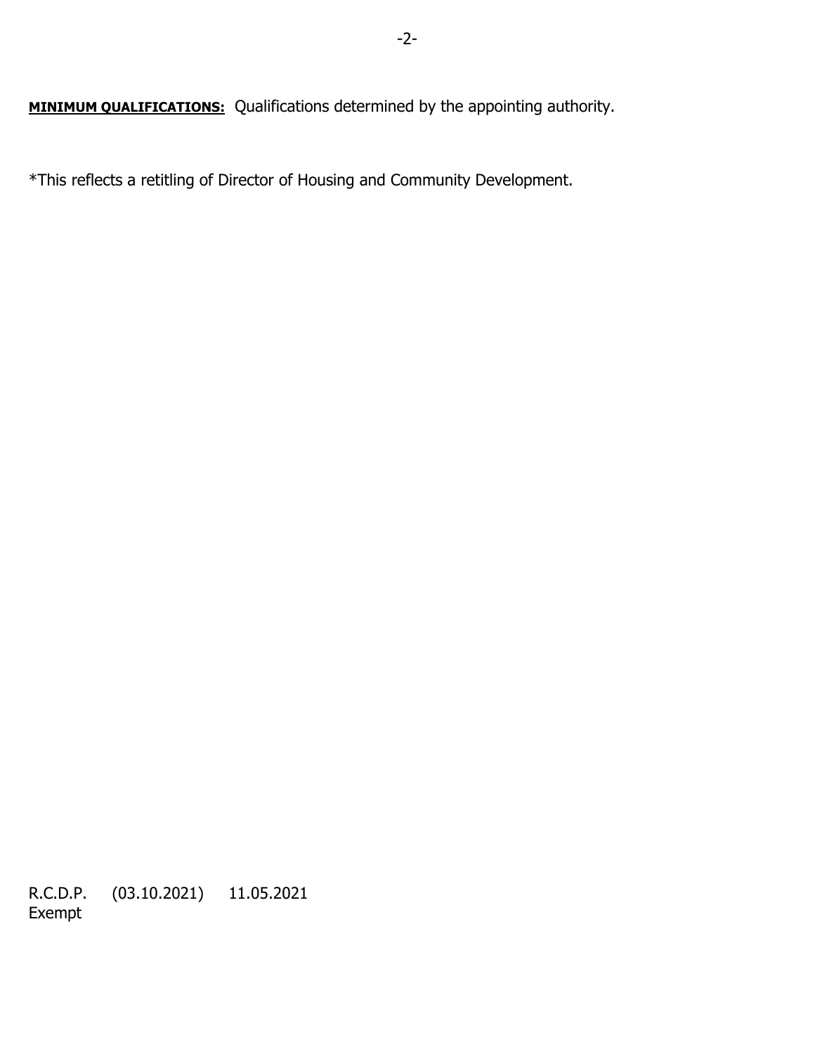**MINIMUM QUALIFICATIONS:** Qualifications determined by the appointing authority.

*This reflects a retitling of Director of Housing and Community Development.

R.C.D.P. (03.10.2021) 11.05.2021
Exempt